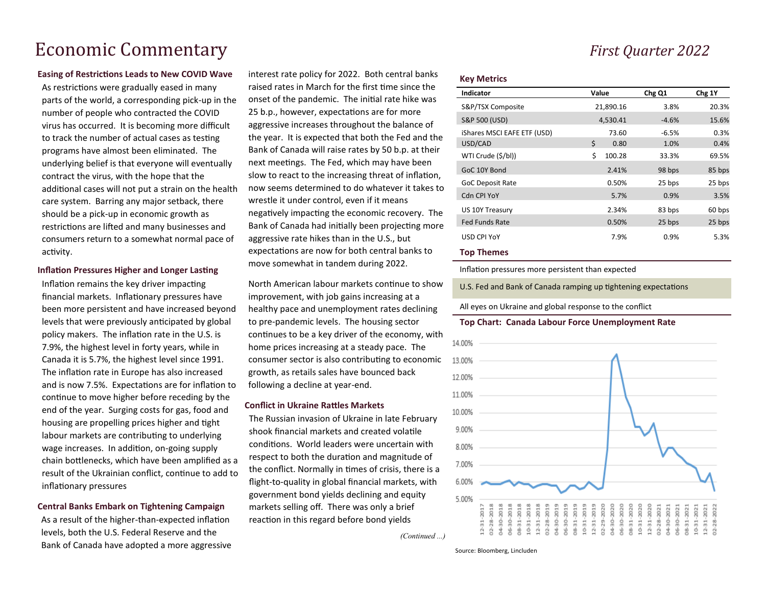# Economic Commentary

*First Quarter 2022*

### Easing of Restrictions Leads to New COVID Wave

As restrictions were gradually eased in many parts of the world, a corresponding pick-up in the number of people who contracted the COVID virus has occurred. It is becoming more difficult to track the number of actual cases as testing programs have almost been eliminated. The underlying belief is that everyone will eventually contract the virus, with the hope that the additional cases will not put a strain on the health care system. Barring any major setback, there should be a pick-up in economic growth as restrictions are lifted and many businesses and consumers return to a somewhat normal pace of activity.

### Inflation Pressures Higher and Longer Lasting

Inflation remains the key driver impacting financial markets. Inflationary pressures have been more persistent and have increased beyond levels that were previously anticipated by global policy makers. The inflation rate in the U.S. is 7.9%, the highest level in forty years, while in Canada it is 5.7%, the highest level since 1991. The inflation rate in Europe has also increased and is now 7.5%. Expectations are for inflation to continue to move higher before receding by the end of the year. Surging costs for gas, food and housing are propelling prices higher and tight labour markets are contributing to underlying wage increases. In addition, on-going supply chain bottlenecks, which have been amplified as a result of the Ukrainian conflict, continue to add to inflationary pressures

### Central Banks Embark on Tightening Campaign

As a result of the higher-than-expected inflation levels, both the U.S. Federal Reserve and the Bank of Canada have adopted a more aggressive interest rate policy for 2022. Both central banks raised rates in March for the first time since the onset of the pandemic. The initial rate hike was 25 b.p., however, expectations are for more aggressive increases throughout the balance of the year. It is expected that both the Fed and the Bank of Canada will raise rates by 50 b.p. at their next meetings. The Fed, which may have been slow to react to the increasing threat of inflation, now seems determined to do whatever it takes to wrestle it under control, even if it means negatively impacting the economic recovery. The Bank of Canada had initially been projecting more aggressive rate hikes than in the U.S., but expectations are now for both central banks to move somewhat in tandem during 2022.

North American labour markets continue to show improvement, with job gains increasing at a healthy pace and unemployment rates declining to pre-pandemic levels. The housing sector continues to be a key driver of the economy, with home prices increasing at a steady pace. The consumer sector is also contributing to economic growth, as retails sales have bounced back following a decline at year-end.

### Conflict in Ukraine Rattles Markets

The Russian invasion of Ukraine in late February shook financial markets and created volatile conditions. World leaders were uncertain with respect to both the duration and magnitude of the conflict. Normally in times of crisis, there is a flight-to-quality in global financial markets, with government bond yields declining and equity markets selling off. There was only a brief reaction in this regard before bond yields

*(Continued ...)*

### Key Metrics

| Indicator | Value | Chg Q1 | Chg 1Y |
|---|---|---|---|
| S&P/TSX Composite | 21,890.16 | 3.8% | 20.3% |
| S&P 500 (USD) | 4,530.41 | -4.6% | 15.6% |
| iShares MSCI EAFE ETF (USD) | 73.60 | -6.5% | 0.3% |
| USD/CAD | $ 0.80 | 1.0% | 0.4% |
| WTI Crude ($/bl)) | $ 100.28 | 33.3% | 69.5% |
| GoC 10Y Bond | 2.41% | 98 bps | 85 bps |
| GoC Deposit Rate | 0.50% | 25 bps | 25 bps |
| Cdn CPI YoY | 5.7% | 0.9% | 3.5% |
| US 10Y Treasury | 2.34% | 83 bps | 60 bps |
| Fed Funds Rate | 0.50% | 25 bps | 25 bps |
| USD CPI YoY | 7.9% | 0.9% | 5.3% |

### Top Themes

- Inflation pressures more persistent than expected
- U.S. Fed and Bank of Canada ramping up tightening expectations
- All eyes on Ukraine and global response to the conflict

### Top Chart: Canada Labour Force Unemployment Rate

Source: Bloomberg, Lincluden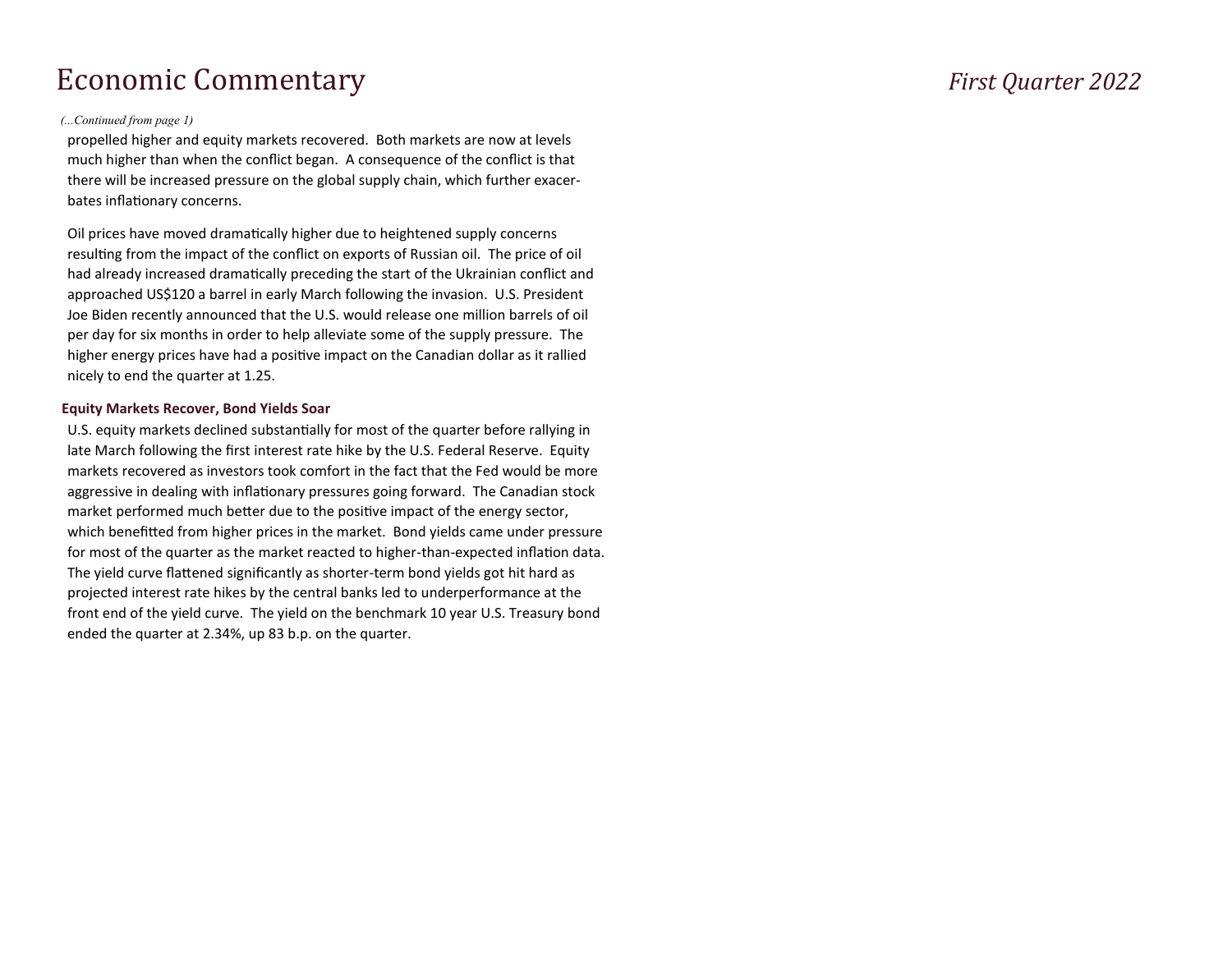*(...Continued from page 1)*

propelled higher and equity markets recovered. Both markets are now at levels much higher than when the conflict began. A consequence of the conflict is that there will be increased pressure on the global supply chain, which further exacerbates inflationary concerns.

Oil prices have moved dramatically higher due to heightened supply concerns resulting from the impact of the conflict on exports of Russian oil. The price of oil had already increased dramatically preceding the start of the Ukrainian conflict and approached US$120 a barrel in early March following the invasion. U.S. President Joe Biden recently announced that the U.S. would release one million barrels of oil per day for six months in order to help alleviate some of the supply pressure. The higher energy prices have had a positive impact on the Canadian dollar as it rallied nicely to end the quarter at 1.25.

**Equity Markets Recover, Bond Yields Soar**

U.S. equity markets declined substantially for most of the quarter before rallying in late March following the first interest rate hike by the U.S. Federal Reserve. Equity markets recovered as investors took comfort in the fact that the Fed would be more aggressive in dealing with inflationary pressures going forward. The Canadian stock market performed much better due to the positive impact of the energy sector, which benefitted from higher prices in the market. Bond yields came under pressure for most of the quarter as the market reacted to higher-than-expected inflation data. The yield curve flattened significantly as shorter-term bond yields got hit hard as projected interest rate hikes by the central banks led to underperformance at the front end of the yield curve. The yield on the benchmark 10 year U.S. Treasury bond ended the quarter at 2.34%, up 83 b.p. on the quarter.